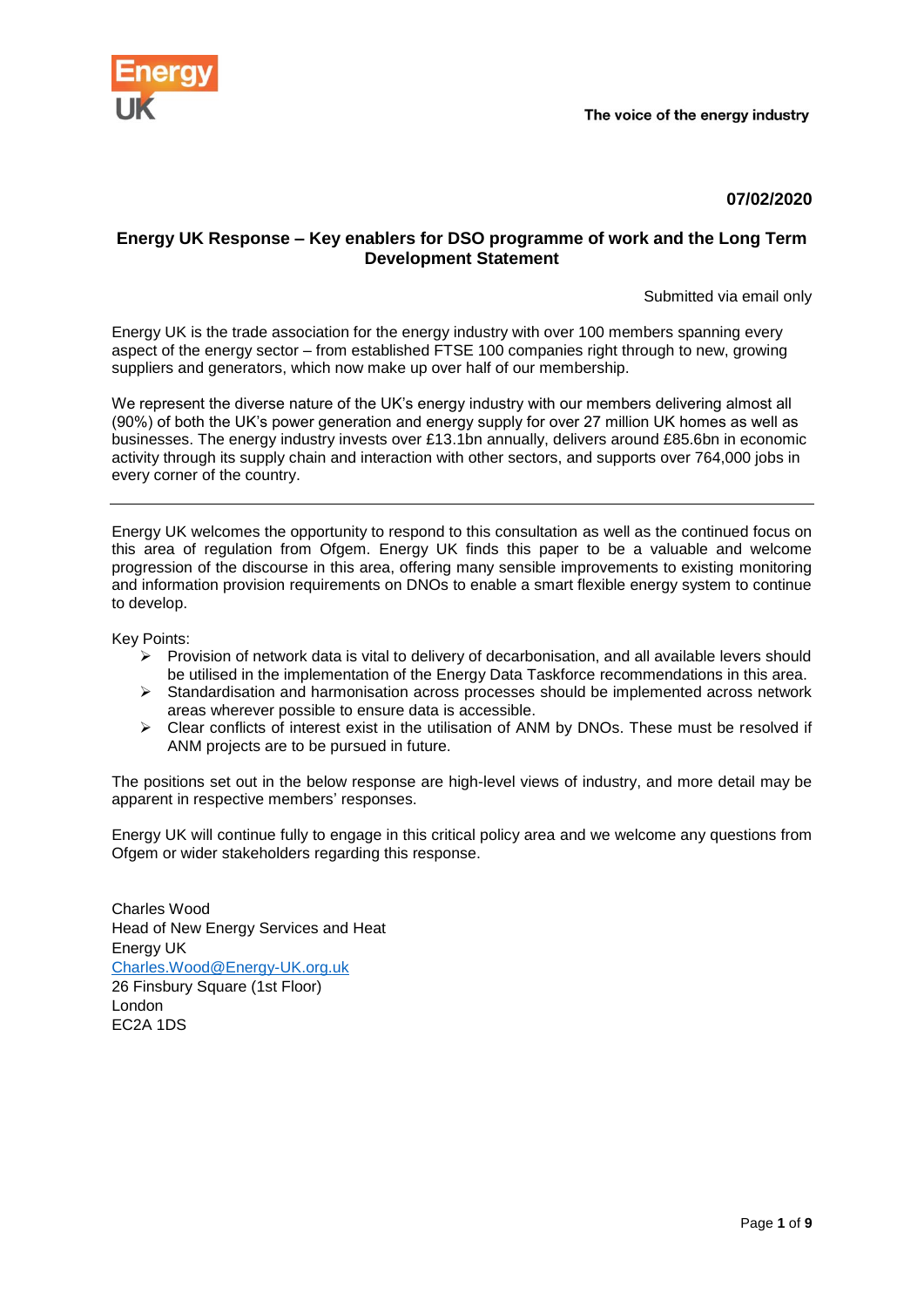The voice of the energy industry

**07/02/2020**

## Energy UK Response – Key enablers for DSO programme of work and the Long Term Development Statement

Submitted via email only

Energy UK is the trade association for the energy industry with over 100 members spanning every aspect of the energy sector – from established FTSE 100 companies right through to new, growing suppliers and generators, which now make up over half of our membership.

We represent the diverse nature of the UK's energy industry with our members delivering almost all (90%) of both the UK's power generation and energy supply for over 27 million UK homes as well as businesses. The energy industry invests over £13.1bn annually, delivers around £85.6bn in economic activity through its supply chain and interaction with other sectors, and supports over 764,000 jobs in every corner of the country.

---

Energy UK welcomes the opportunity to respond to this consultation as well as the continued focus on this area of regulation from Ofgem. Energy UK finds this paper to be a valuable and welcome progression of the discourse in this area, offering many sensible improvements to existing monitoring and information provision requirements on DNOs to enable a smart flexible energy system to continue to develop.

Key Points:

- Provision of network data is vital to delivery of decarbonisation, and all available levers should be utilised in the implementation of the Energy Data Taskforce recommendations in this area.
- Standardisation and harmonisation across processes should be implemented across network areas wherever possible to ensure data is accessible.
- Clear conflicts of interest exist in the utilisation of ANM by DNOs. These must be resolved if ANM projects are to be pursued in future.

The positions set out in the below response are high-level views of industry, and more detail may be apparent in respective members' responses.

Energy UK will continue fully to engage in this critical policy area and we welcome any questions from Ofgem or wider stakeholders regarding this response.

Charles Wood
Head of New Energy Services and Heat
Energy UK
Charles.Wood@Energy-UK.org.uk
26 Finsbury Square (1st Floor)
London
EC2A 1DS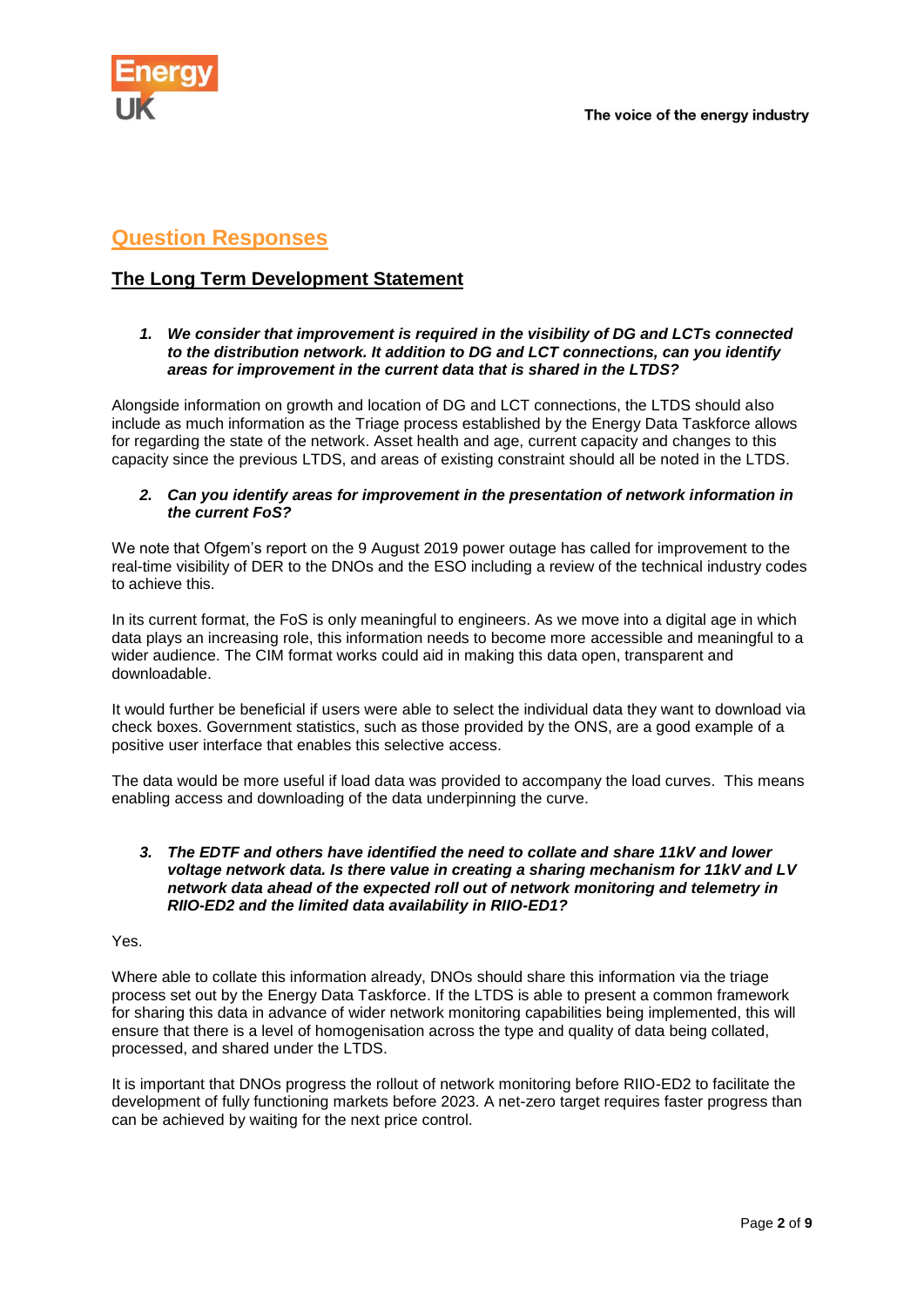## Question Responses

### The Long Term Development Statement

1. ***We consider that improvement is required in the visibility of DG and LCTs connected to the distribution network. It addition to DG and LCT connections, can you identify areas for improvement in the current data that is shared in the LTDS?***

Alongside information on growth and location of DG and LCT connections, the LTDS should also include as much information as the Triage process established by the Energy Data Taskforce allows for regarding the state of the network. Asset health and age, current capacity and changes to this capacity since the previous LTDS, and areas of existing constraint should all be noted in the LTDS.

2. ***Can you identify areas for improvement in the presentation of network information in the current FoS?***

We note that Ofgem's report on the 9 August 2019 power outage has called for improvement to the real-time visibility of DER to the DNOs and the ESO including a review of the technical industry codes to achieve this.

In its current format, the FoS is only meaningful to engineers. As we move into a digital age in which data plays an increasing role, this information needs to become more accessible and meaningful to a wider audience. The CIM format works could aid in making this data open, transparent and downloadable.

It would further be beneficial if users were able to select the individual data they want to download via check boxes. Government statistics, such as those provided by the ONS, are a good example of a positive user interface that enables this selective access.

The data would be more useful if load data was provided to accompany the load curves. This means enabling access and downloading of the data underpinning the curve.

3. ***The EDTF and others have identified the need to collate and share 11kV and lower voltage network data. Is there value in creating a sharing mechanism for 11kV and LV network data ahead of the expected roll out of network monitoring and telemetry in RIIO-ED2 and the limited data availability in RIIO-ED1?***

Yes.

Where able to collate this information already, DNOs should share this information via the triage process set out by the Energy Data Taskforce. If the LTDS is able to present a common framework for sharing this data in advance of wider network monitoring capabilities being implemented, this will ensure that there is a level of homogenisation across the type and quality of data being collated, processed, and shared under the LTDS.

It is important that DNOs progress the rollout of network monitoring before RIIO-ED2 to facilitate the development of fully functioning markets before 2023. A net-zero target requires faster progress than can be achieved by waiting for the next price control.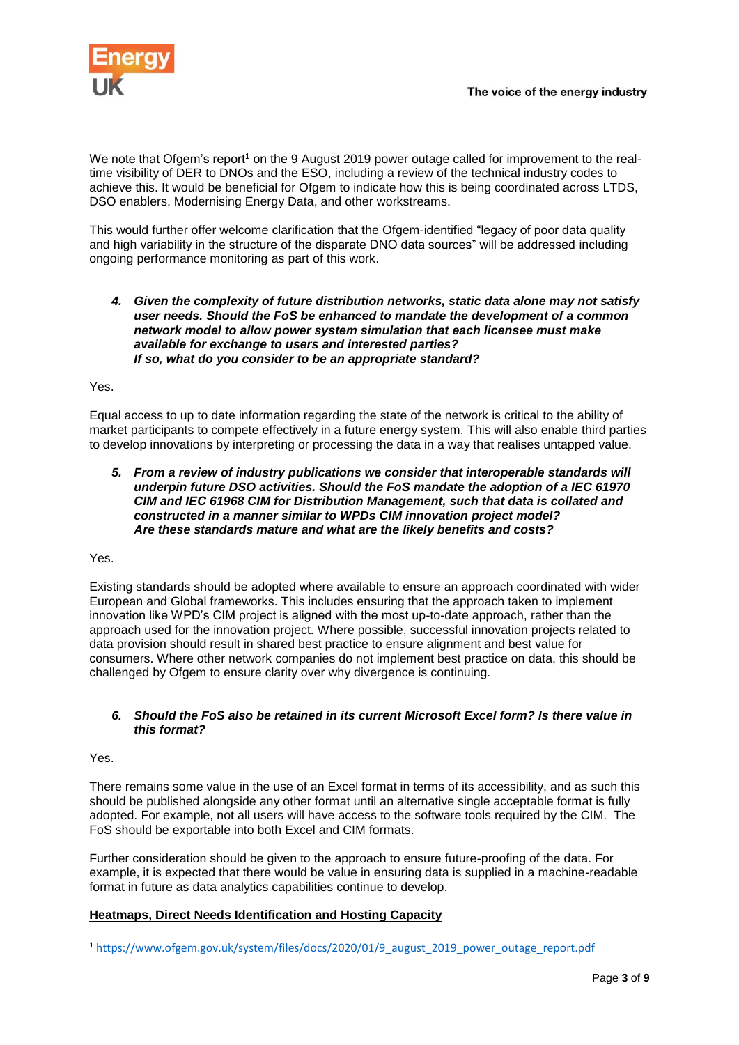We note that Ofgem's report[1] on the 9 August 2019 power outage called for improvement to the real-time visibility of DER to DNOs and the ESO, including a review of the technical industry codes to achieve this. It would be beneficial for Ofgem to indicate how this is being coordinated across LTDS, DSO enablers, Modernising Energy Data, and other workstreams.

This would further offer welcome clarification that the Ofgem-identified "legacy of poor data quality and high variability in the structure of the disparate DNO data sources" will be addressed including ongoing performance monitoring as part of this work.

4. ***Given the complexity of future distribution networks, static data alone may not satisfy user needs. Should the FoS be enhanced to mandate the development of a common network model to allow power system simulation that each licensee must make available for exchange to users and interested parties? If so, what do you consider to be an appropriate standard?***

Yes.

Equal access to up to date information regarding the state of the network is critical to the ability of market participants to compete effectively in a future energy system. This will also enable third parties to develop innovations by interpreting or processing the data in a way that realises untapped value.

5. ***From a review of industry publications we consider that interoperable standards will underpin future DSO activities. Should the FoS mandate the adoption of a IEC 61970 CIM and IEC 61968 CIM for Distribution Management, such that data is collated and constructed in a manner similar to WPDs CIM innovation project model? Are these standards mature and what are the likely benefits and costs?***

Yes.

Existing standards should be adopted where available to ensure an approach coordinated with wider European and Global frameworks. This includes ensuring that the approach taken to implement innovation like WPD's CIM project is aligned with the most up-to-date approach, rather than the approach used for the innovation project. Where possible, successful innovation projects related to data provision should result in shared best practice to ensure alignment and best value for consumers. Where other network companies do not implement best practice on data, this should be challenged by Ofgem to ensure clarity over why divergence is continuing.

6. ***Should the FoS also be retained in its current Microsoft Excel form? Is there value in this format?***

Yes.

There remains some value in the use of an Excel format in terms of its accessibility, and as such this should be published alongside any other format until an alternative single acceptable format is fully adopted. For example, not all users will have access to the software tools required by the CIM. The FoS should be exportable into both Excel and CIM formats.

Further consideration should be given to the approach to ensure future-proofing of the data. For example, it is expected that there would be value in ensuring data is supplied in a machine-readable format in future as data analytics capabilities continue to develop.

**Heatmaps, Direct Needs Identification and Hosting Capacity**

[1] https://www.ofgem.gov.uk/system/files/docs/2020/01/9_august_2019_power_outage_report.pdf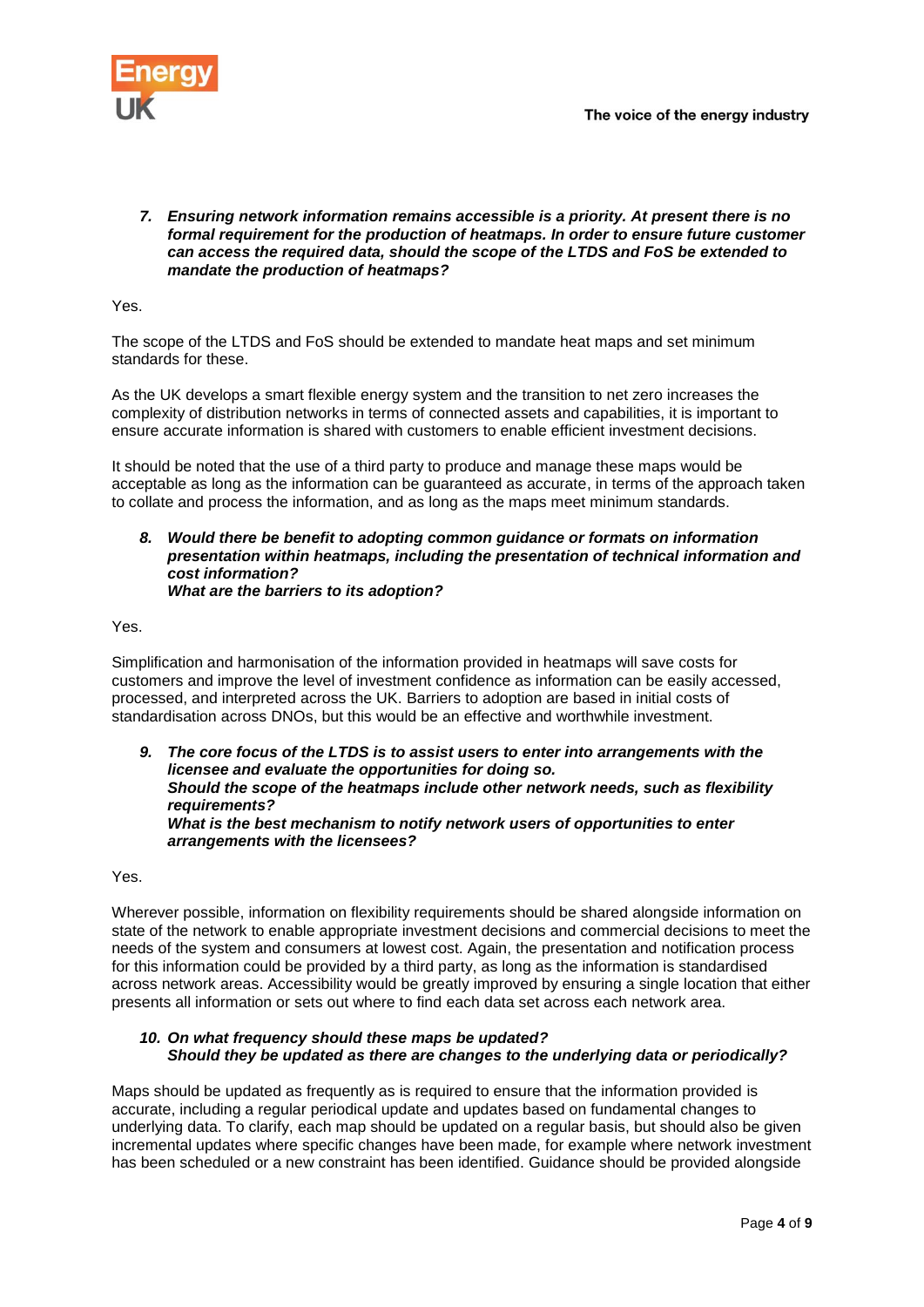7. ***Ensuring network information remains accessible is a priority. At present there is no formal requirement for the production of heatmaps. In order to ensure future customer can access the required data, should the scope of the LTDS and FoS be extended to mandate the production of heatmaps?***

Yes.

The scope of the LTDS and FoS should be extended to mandate heat maps and set minimum standards for these.

As the UK develops a smart flexible energy system and the transition to net zero increases the complexity of distribution networks in terms of connected assets and capabilities, it is important to ensure accurate information is shared with customers to enable efficient investment decisions.

It should be noted that the use of a third party to produce and manage these maps would be acceptable as long as the information can be guaranteed as accurate, in terms of the approach taken to collate and process the information, and as long as the maps meet minimum standards.

8. ***Would there be benefit to adopting common guidance or formats on information presentation within heatmaps, including the presentation of technical information and cost information?***
   ***What are the barriers to its adoption?***

Yes.

Simplification and harmonisation of the information provided in heatmaps will save costs for customers and improve the level of investment confidence as information can be easily accessed, processed, and interpreted across the UK. Barriers to adoption are based in initial costs of standardisation across DNOs, but this would be an effective and worthwhile investment.

9. ***The core focus of the LTDS is to assist users to enter into arrangements with the licensee and evaluate the opportunities for doing so.***
   ***Should the scope of the heatmaps include other network needs, such as flexibility requirements?***
   ***What is the best mechanism to notify network users of opportunities to enter arrangements with the licensees?***

Yes.

Wherever possible, information on flexibility requirements should be shared alongside information on state of the network to enable appropriate investment decisions and commercial decisions to meet the needs of the system and consumers at lowest cost. Again, the presentation and notification process for this information could be provided by a third party, as long as the information is standardised across network areas. Accessibility would be greatly improved by ensuring a single location that either presents all information or sets out where to find each data set across each network area.

10. ***On what frequency should these maps be updated?***
    ***Should they be updated as there are changes to the underlying data or periodically?***

Maps should be updated as frequently as is required to ensure that the information provided is accurate, including a regular periodical update and updates based on fundamental changes to underlying data. To clarify, each map should be updated on a regular basis, but should also be given incremental updates where specific changes have been made, for example where network investment has been scheduled or a new constraint has been identified. Guidance should be provided alongside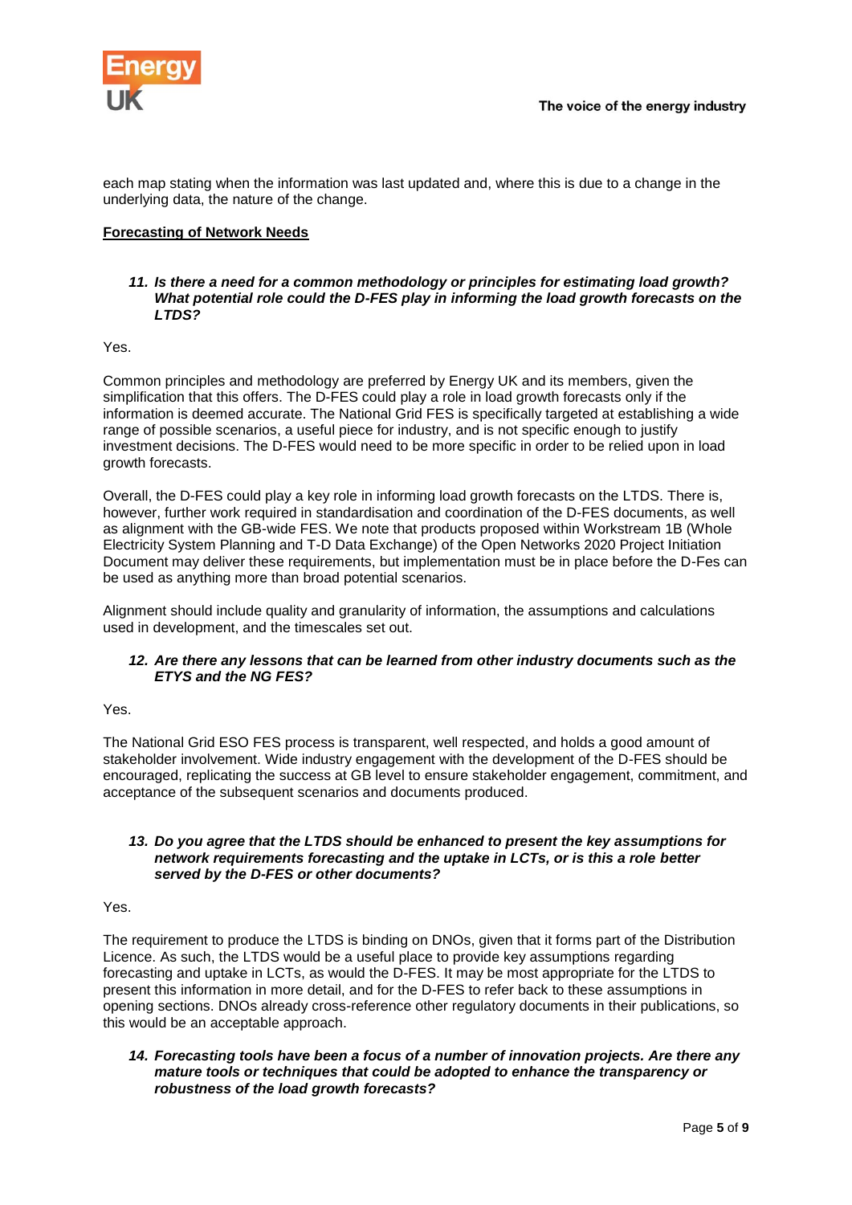each map stating when the information was last updated and, where this is due to a change in the underlying data, the nature of the change.

**Forecasting of Network Needs**

11. ***Is there a need for a common methodology or principles for estimating load growth? What potential role could the D-FES play in informing the load growth forecasts on the LTDS?***

Yes.

Common principles and methodology are preferred by Energy UK and its members, given the simplification that this offers. The D-FES could play a role in load growth forecasts only if the information is deemed accurate. The National Grid FES is specifically targeted at establishing a wide range of possible scenarios, a useful piece for industry, and is not specific enough to justify investment decisions. The D-FES would need to be more specific in order to be relied upon in load growth forecasts.

Overall, the D-FES could play a key role in informing load growth forecasts on the LTDS. There is, however, further work required in standardisation and coordination of the D-FES documents, as well as alignment with the GB-wide FES. We note that products proposed within Workstream 1B (Whole Electricity System Planning and T-D Data Exchange) of the Open Networks 2020 Project Initiation Document may deliver these requirements, but implementation must be in place before the D-Fes can be used as anything more than broad potential scenarios.

Alignment should include quality and granularity of information, the assumptions and calculations used in development, and the timescales set out.

12. ***Are there any lessons that can be learned from other industry documents such as the ETYS and the NG FES?***

Yes.

The National Grid ESO FES process is transparent, well respected, and holds a good amount of stakeholder involvement. Wide industry engagement with the development of the D-FES should be encouraged, replicating the success at GB level to ensure stakeholder engagement, commitment, and acceptance of the subsequent scenarios and documents produced.

13. ***Do you agree that the LTDS should be enhanced to present the key assumptions for network requirements forecasting and the uptake in LCTs, or is this a role better served by the D-FES or other documents?***

Yes.

The requirement to produce the LTDS is binding on DNOs, given that it forms part of the Distribution Licence. As such, the LTDS would be a useful place to provide key assumptions regarding forecasting and uptake in LCTs, as would the D-FES. It may be most appropriate for the LTDS to present this information in more detail, and for the D-FES to refer back to these assumptions in opening sections. DNOs already cross-reference other regulatory documents in their publications, so this would be an acceptable approach.

14. ***Forecasting tools have been a focus of a number of innovation projects. Are there any mature tools or techniques that could be adopted to enhance the transparency or robustness of the load growth forecasts?***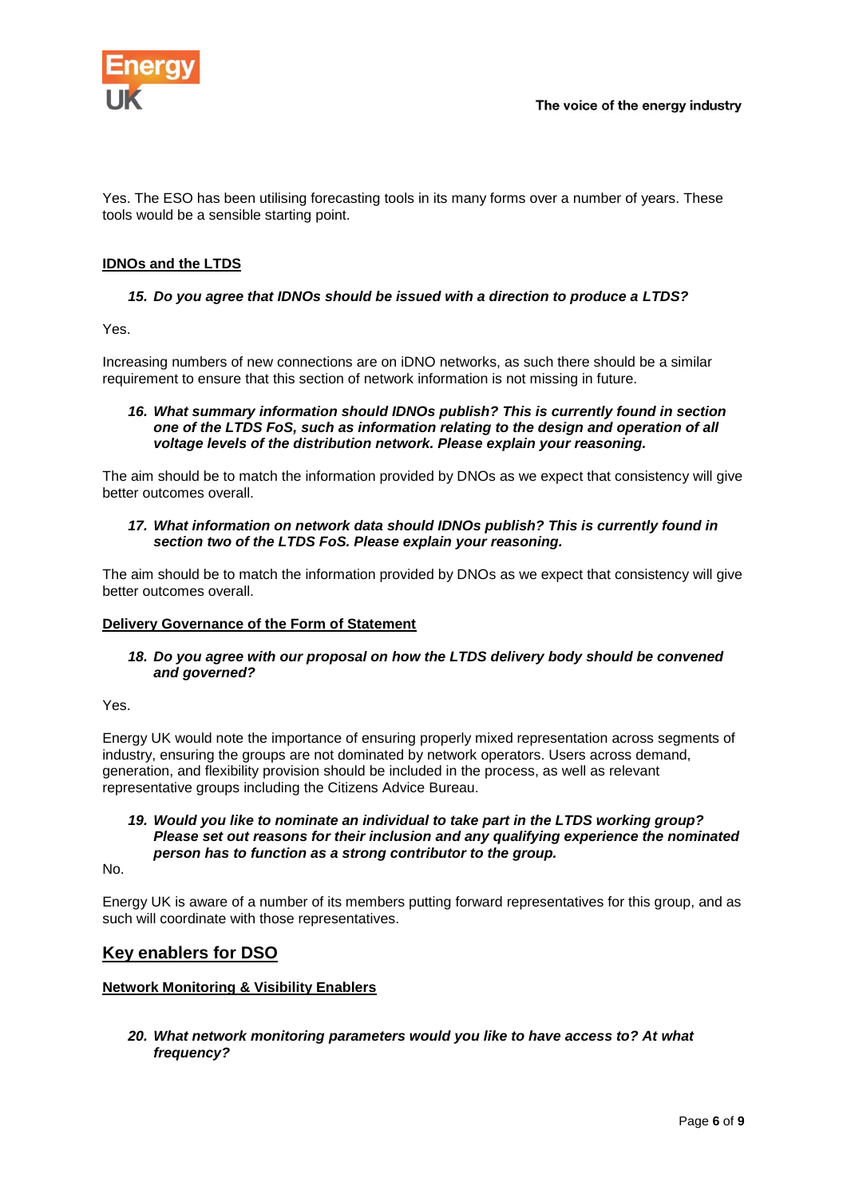Yes. The ESO has been utilising forecasting tools in its many forms over a number of years. These tools would be a sensible starting point.

**IDNOs and the LTDS**

> ***15. Do you agree that IDNOs should be issued with a direction to produce a LTDS?***

Yes.

Increasing numbers of new connections are on iDNO networks, as such there should be a similar requirement to ensure that this section of network information is not missing in future.

> ***16. What summary information should IDNOs publish? This is currently found in section one of the LTDS FoS, such as information relating to the design and operation of all voltage levels of the distribution network. Please explain your reasoning.***

The aim should be to match the information provided by DNOs as we expect that consistency will give better outcomes overall.

> ***17. What information on network data should IDNOs publish? This is currently found in section two of the LTDS FoS. Please explain your reasoning.***

The aim should be to match the information provided by DNOs as we expect that consistency will give better outcomes overall.

**Delivery Governance of the Form of Statement**

> ***18. Do you agree with our proposal on how the LTDS delivery body should be convened and governed?***

Yes.

Energy UK would note the importance of ensuring properly mixed representation across segments of industry, ensuring the groups are not dominated by network operators. Users across demand, generation, and flexibility provision should be included in the process, as well as relevant representative groups including the Citizens Advice Bureau.

> ***19. Would you like to nominate an individual to take part in the LTDS working group? Please set out reasons for their inclusion and any qualifying experience the nominated person has to function as a strong contributor to the group.***

No.

Energy UK is aware of a number of its members putting forward representatives for this group, and as such will coordinate with those representatives.

## Key enablers for DSO

**Network Monitoring & Visibility Enablers**

> ***20. What network monitoring parameters would you like to have access to? At what frequency?***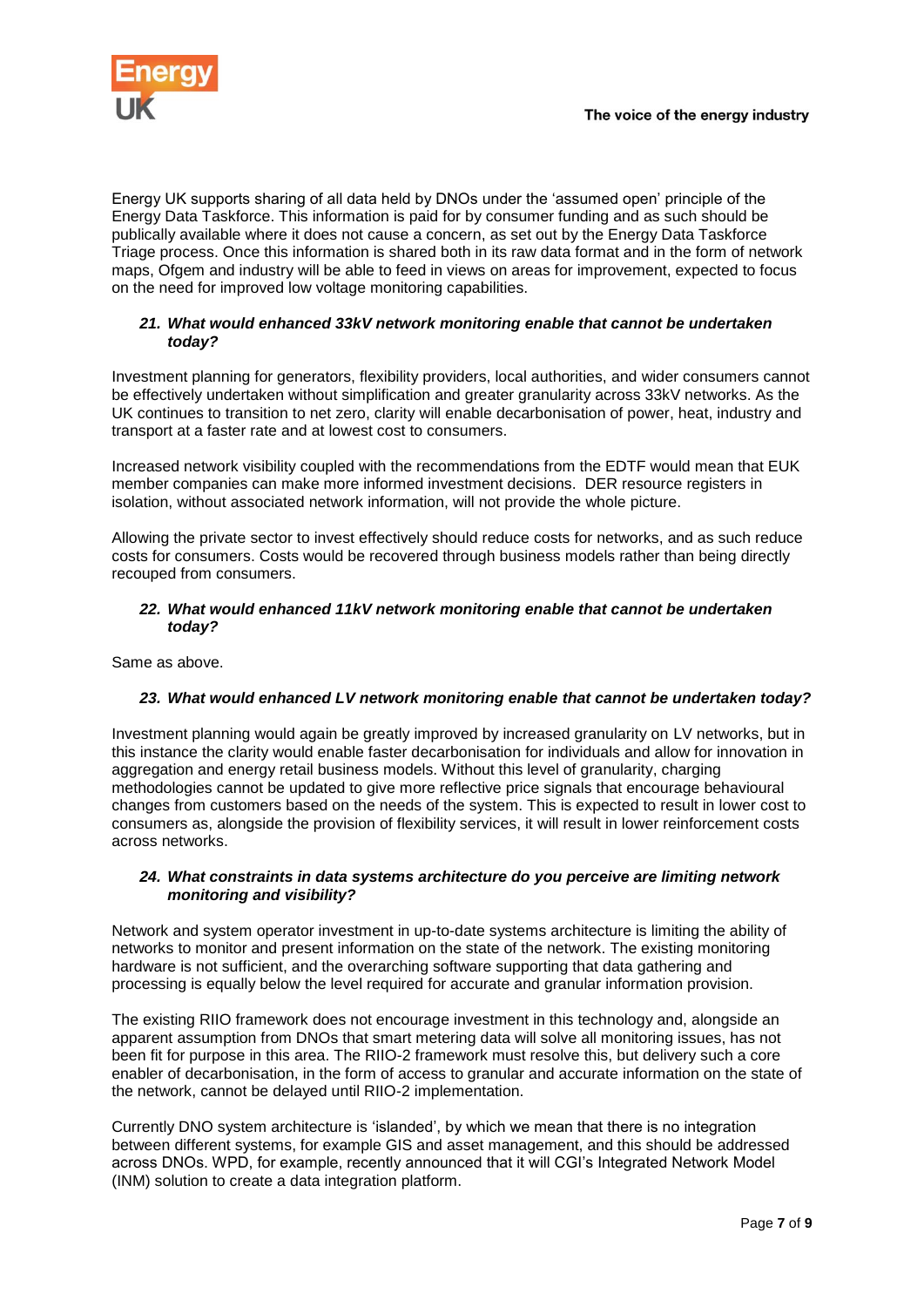Energy UK supports sharing of all data held by DNOs under the 'assumed open' principle of the Energy Data Taskforce. This information is paid for by consumer funding and as such should be publically available where it does not cause a concern, as set out by the Energy Data Taskforce Triage process. Once this information is shared both in its raw data format and in the form of network maps, Ofgem and industry will be able to feed in views on areas for improvement, expected to focus on the need for improved low voltage monitoring capabilities.

***21. What would enhanced 33kV network monitoring enable that cannot be undertaken today?***

Investment planning for generators, flexibility providers, local authorities, and wider consumers cannot be effectively undertaken without simplification and greater granularity across 33kV networks. As the UK continues to transition to net zero, clarity will enable decarbonisation of power, heat, industry and transport at a faster rate and at lowest cost to consumers.

Increased network visibility coupled with the recommendations from the EDTF would mean that EUK member companies can make more informed investment decisions. DER resource registers in isolation, without associated network information, will not provide the whole picture.

Allowing the private sector to invest effectively should reduce costs for networks, and as such reduce costs for consumers. Costs would be recovered through business models rather than being directly recouped from consumers.

***22. What would enhanced 11kV network monitoring enable that cannot be undertaken today?***

Same as above.

***23. What would enhanced LV network monitoring enable that cannot be undertaken today?***

Investment planning would again be greatly improved by increased granularity on LV networks, but in this instance the clarity would enable faster decarbonisation for individuals and allow for innovation in aggregation and energy retail business models. Without this level of granularity, charging methodologies cannot be updated to give more reflective price signals that encourage behavioural changes from customers based on the needs of the system. This is expected to result in lower cost to consumers as, alongside the provision of flexibility services, it will result in lower reinforcement costs across networks.

***24. What constraints in data systems architecture do you perceive are limiting network monitoring and visibility?***

Network and system operator investment in up-to-date systems architecture is limiting the ability of networks to monitor and present information on the state of the network. The existing monitoring hardware is not sufficient, and the overarching software supporting that data gathering and processing is equally below the level required for accurate and granular information provision.

The existing RIIO framework does not encourage investment in this technology and, alongside an apparent assumption from DNOs that smart metering data will solve all monitoring issues, has not been fit for purpose in this area. The RIIO-2 framework must resolve this, but delivery such a core enabler of decarbonisation, in the form of access to granular and accurate information on the state of the network, cannot be delayed until RIIO-2 implementation.

Currently DNO system architecture is 'islanded', by which we mean that there is no integration between different systems, for example GIS and asset management, and this should be addressed across DNOs. WPD, for example, recently announced that it will CGI's Integrated Network Model (INM) solution to create a data integration platform.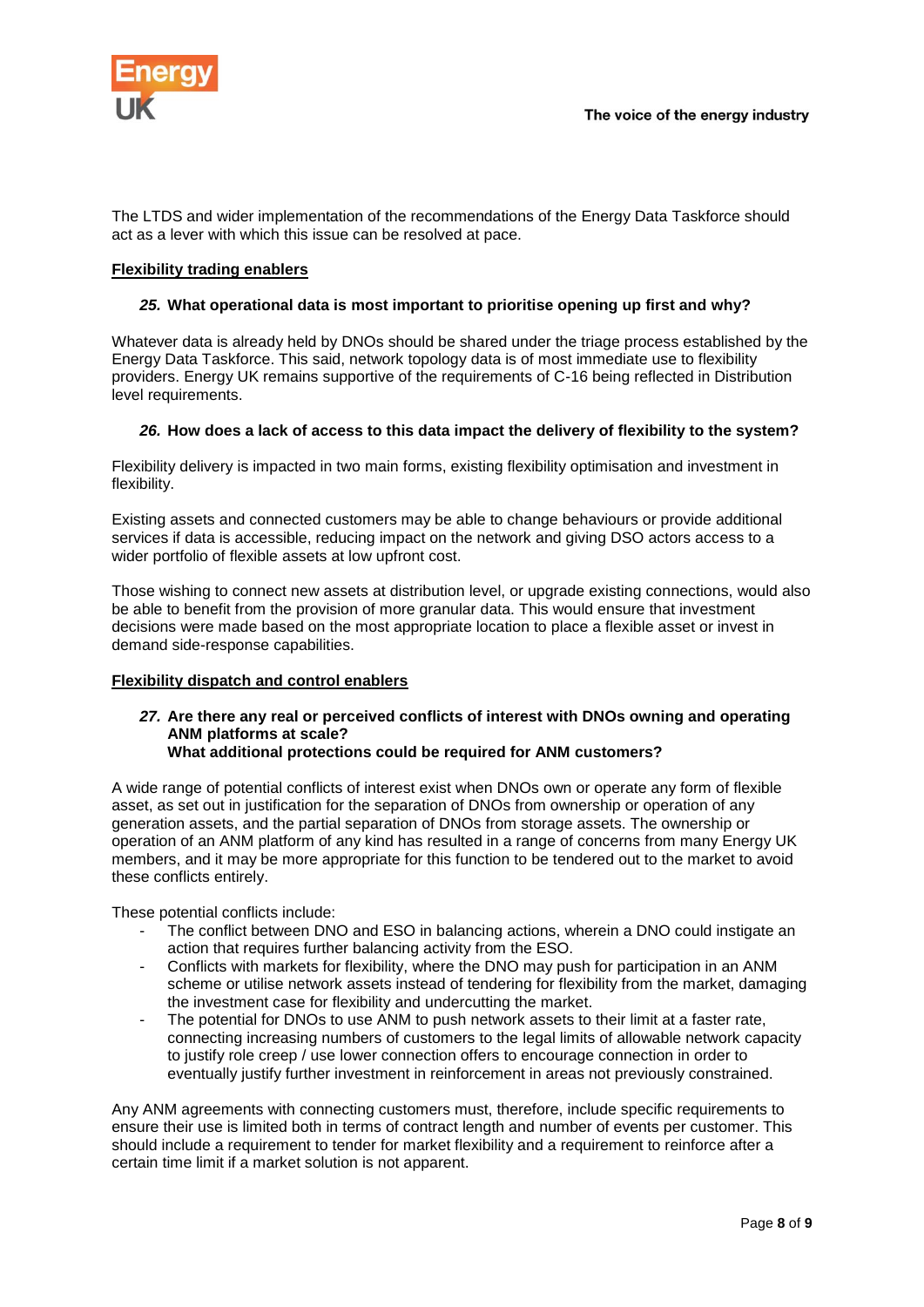The LTDS and wider implementation of the recommendations of the Energy Data Taskforce should act as a lever with which this issue can be resolved at pace.

**Flexibility trading enablers**

***25.*** **What operational data is most important to prioritise opening up first and why?**

Whatever data is already held by DNOs should be shared under the triage process established by the Energy Data Taskforce. This said, network topology data is of most immediate use to flexibility providers. Energy UK remains supportive of the requirements of C-16 being reflected in Distribution level requirements.

***26.*** **How does a lack of access to this data impact the delivery of flexibility to the system?**

Flexibility delivery is impacted in two main forms, existing flexibility optimisation and investment in flexibility.

Existing assets and connected customers may be able to change behaviours or provide additional services if data is accessible, reducing impact on the network and giving DSO actors access to a wider portfolio of flexible assets at low upfront cost.

Those wishing to connect new assets at distribution level, or upgrade existing connections, would also be able to benefit from the provision of more granular data. This would ensure that investment decisions were made based on the most appropriate location to place a flexible asset or invest in demand side-response capabilities.

**Flexibility dispatch and control enablers**

***27.*** **Are there any real or perceived conflicts of interest with DNOs owning and operating ANM platforms at scale?**
**What additional protections could be required for ANM customers?**

A wide range of potential conflicts of interest exist when DNOs own or operate any form of flexible asset, as set out in justification for the separation of DNOs from ownership or operation of any generation assets, and the partial separation of DNOs from storage assets. The ownership or operation of an ANM platform of any kind has resulted in a range of concerns from many Energy UK members, and it may be more appropriate for this function to be tendered out to the market to avoid these conflicts entirely.

These potential conflicts include:

- The conflict between DNO and ESO in balancing actions, wherein a DNO could instigate an action that requires further balancing activity from the ESO.
- Conflicts with markets for flexibility, where the DNO may push for participation in an ANM scheme or utilise network assets instead of tendering for flexibility from the market, damaging the investment case for flexibility and undercutting the market.
- The potential for DNOs to use ANM to push network assets to their limit at a faster rate, connecting increasing numbers of customers to the legal limits of allowable network capacity to justify role creep / use lower connection offers to encourage connection in order to eventually justify further investment in reinforcement in areas not previously constrained.

Any ANM agreements with connecting customers must, therefore, include specific requirements to ensure their use is limited both in terms of contract length and number of events per customer. This should include a requirement to tender for market flexibility and a requirement to reinforce after a certain time limit if a market solution is not apparent.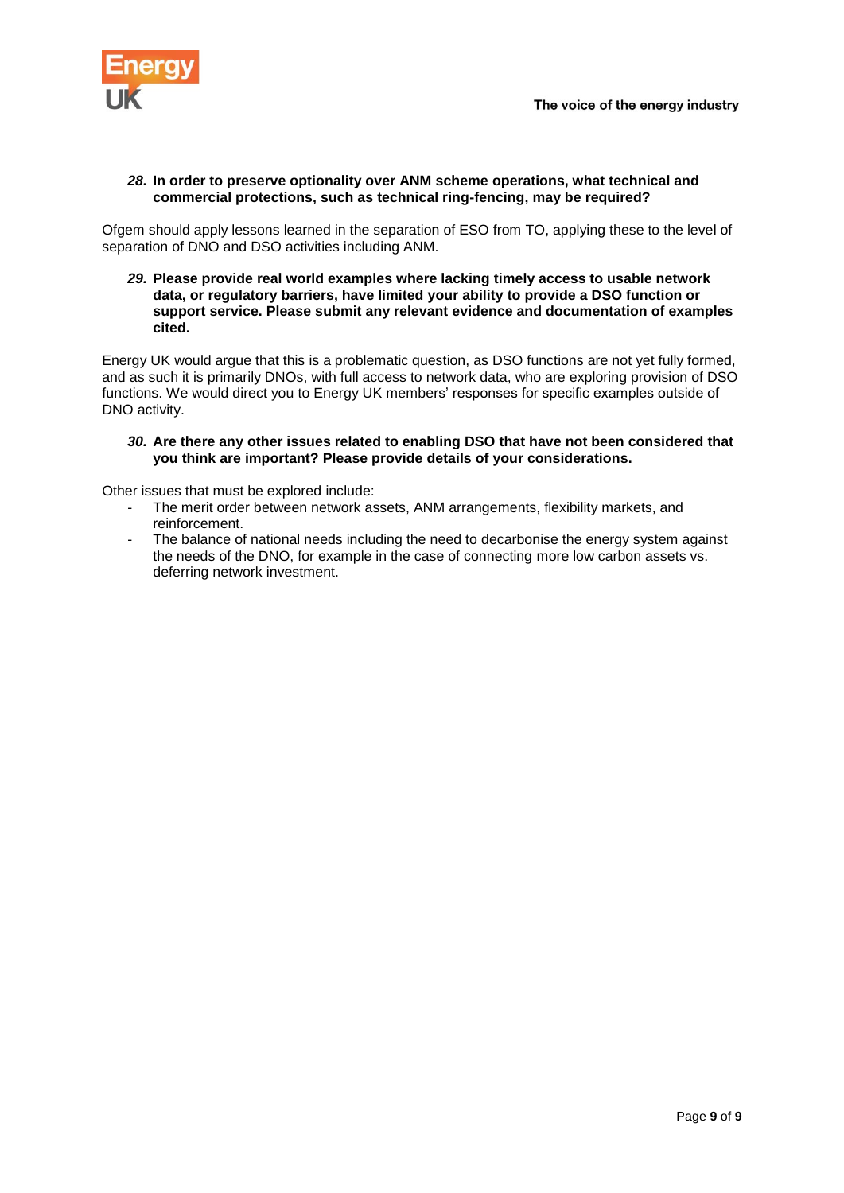**_28._ In order to preserve optionality over ANM scheme operations, what technical and commercial protections, such as technical ring-fencing, may be required?**

Ofgem should apply lessons learned in the separation of ESO from TO, applying these to the level of separation of DNO and DSO activities including ANM.

**_29._ Please provide real world examples where lacking timely access to usable network data, or regulatory barriers, have limited your ability to provide a DSO function or support service. Please submit any relevant evidence and documentation of examples cited.**

Energy UK would argue that this is a problematic question, as DSO functions are not yet fully formed, and as such it is primarily DNOs, with full access to network data, who are exploring provision of DSO functions. We would direct you to Energy UK members' responses for specific examples outside of DNO activity.

**_30._ Are there any other issues related to enabling DSO that have not been considered that you think are important? Please provide details of your considerations.**

Other issues that must be explored include:

- The merit order between network assets, ANM arrangements, flexibility markets, and reinforcement.
- The balance of national needs including the need to decarbonise the energy system against the needs of the DNO, for example in the case of connecting more low carbon assets vs. deferring network investment.